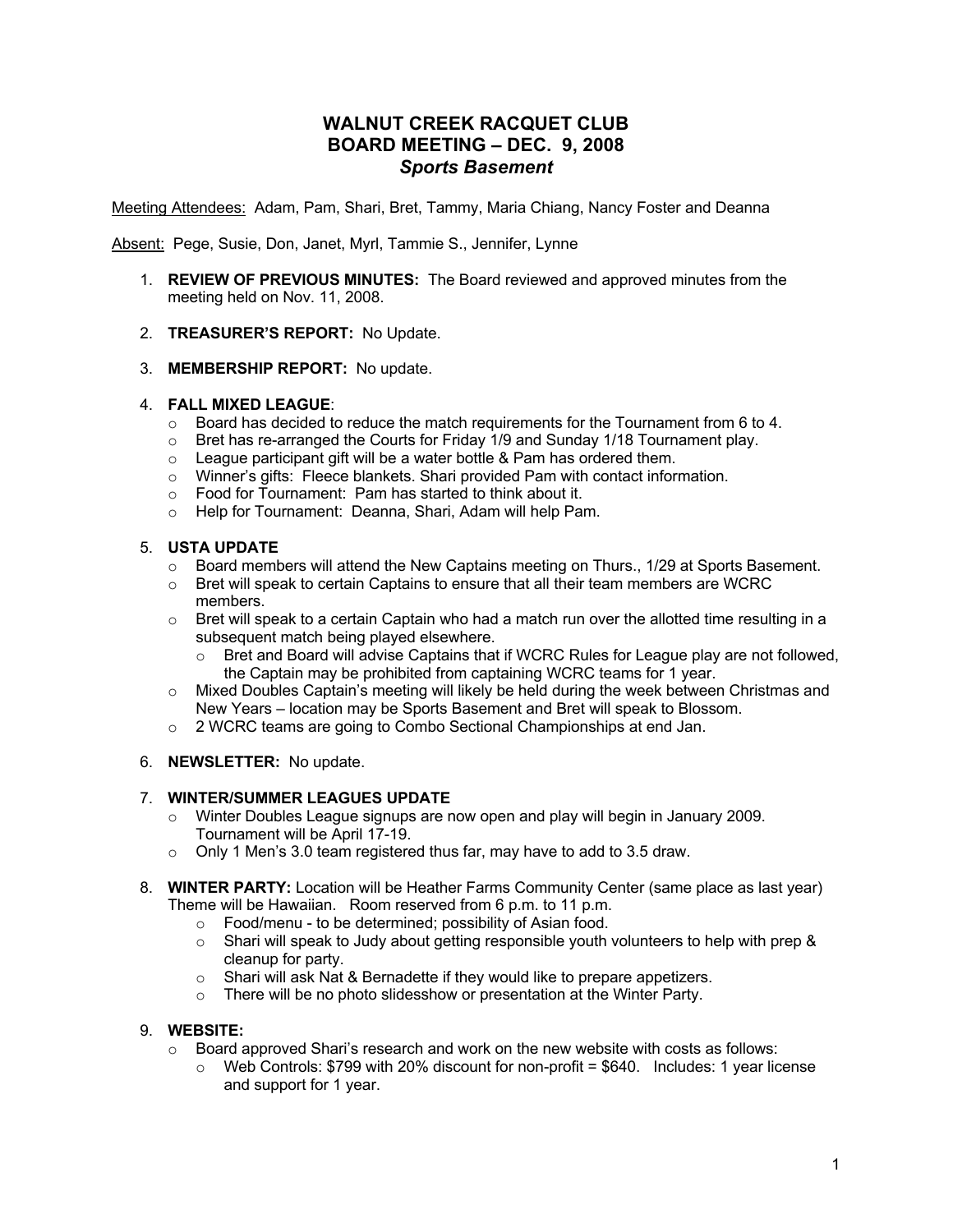# WALNUT CREEK RACQUET CLUB
# BOARD MEETING – DEC. 9, 2008
## *Sports Basement*

Meeting Attendees: Adam, Pam, Shari, Bret, Tammy, Maria Chiang, Nancy Foster and Deanna

Absent: Pege, Susie, Don, Janet, Myrl, Tammie S., Jennifer, Lynne

1. **REVIEW OF PREVIOUS MINUTES:** The Board reviewed and approved minutes from the meeting held on Nov. 11, 2008.

2. **TREASURER'S REPORT:** No Update.

3. **MEMBERSHIP REPORT:** No update.

4. **FALL MIXED LEAGUE**:
   - Board has decided to reduce the match requirements for the Tournament from 6 to 4.
   - Bret has re-arranged the Courts for Friday 1/9 and Sunday 1/18 Tournament play.
   - League participant gift will be a water bottle & Pam has ordered them.
   - Winner's gifts: Fleece blankets. Shari provided Pam with contact information.
   - Food for Tournament: Pam has started to think about it.
   - Help for Tournament: Deanna, Shari, Adam will help Pam.

5. **USTA UPDATE**
   - Board members will attend the New Captains meeting on Thurs., 1/29 at Sports Basement.
   - Bret will speak to certain Captains to ensure that all their team members are WCRC members.
   - Bret will speak to a certain Captain who had a match run over the allotted time resulting in a subsequent match being played elsewhere.
     - Bret and Board will advise Captains that if WCRC Rules for League play are not followed, the Captain may be prohibited from captaining WCRC teams for 1 year.
   - Mixed Doubles Captain's meeting will likely be held during the week between Christmas and New Years – location may be Sports Basement and Bret will speak to Blossom.
   - 2 WCRC teams are going to Combo Sectional Championships at end Jan.

6. **NEWSLETTER:** No update.

7. **WINTER/SUMMER LEAGUES UPDATE**
   - Winter Doubles League signups are now open and play will begin in January 2009. Tournament will be April 17-19.
   - Only 1 Men's 3.0 team registered thus far, may have to add to 3.5 draw.

8. **WINTER PARTY:** Location will be Heather Farms Community Center (same place as last year) Theme will be Hawaiian. Room reserved from 6 p.m. to 11 p.m.
   - Food/menu - to be determined; possibility of Asian food.
   - Shari will speak to Judy about getting responsible youth volunteers to help with prep & cleanup for party.
   - Shari will ask Nat & Bernadette if they would like to prepare appetizers.
   - There will be no photo slidesshow or presentation at the Winter Party.

9. **WEBSITE:**
   - Board approved Shari's research and work on the new website with costs as follows:
     - Web Controls: $799 with 20% discount for non-profit = $640. Includes: 1 year license and support for 1 year.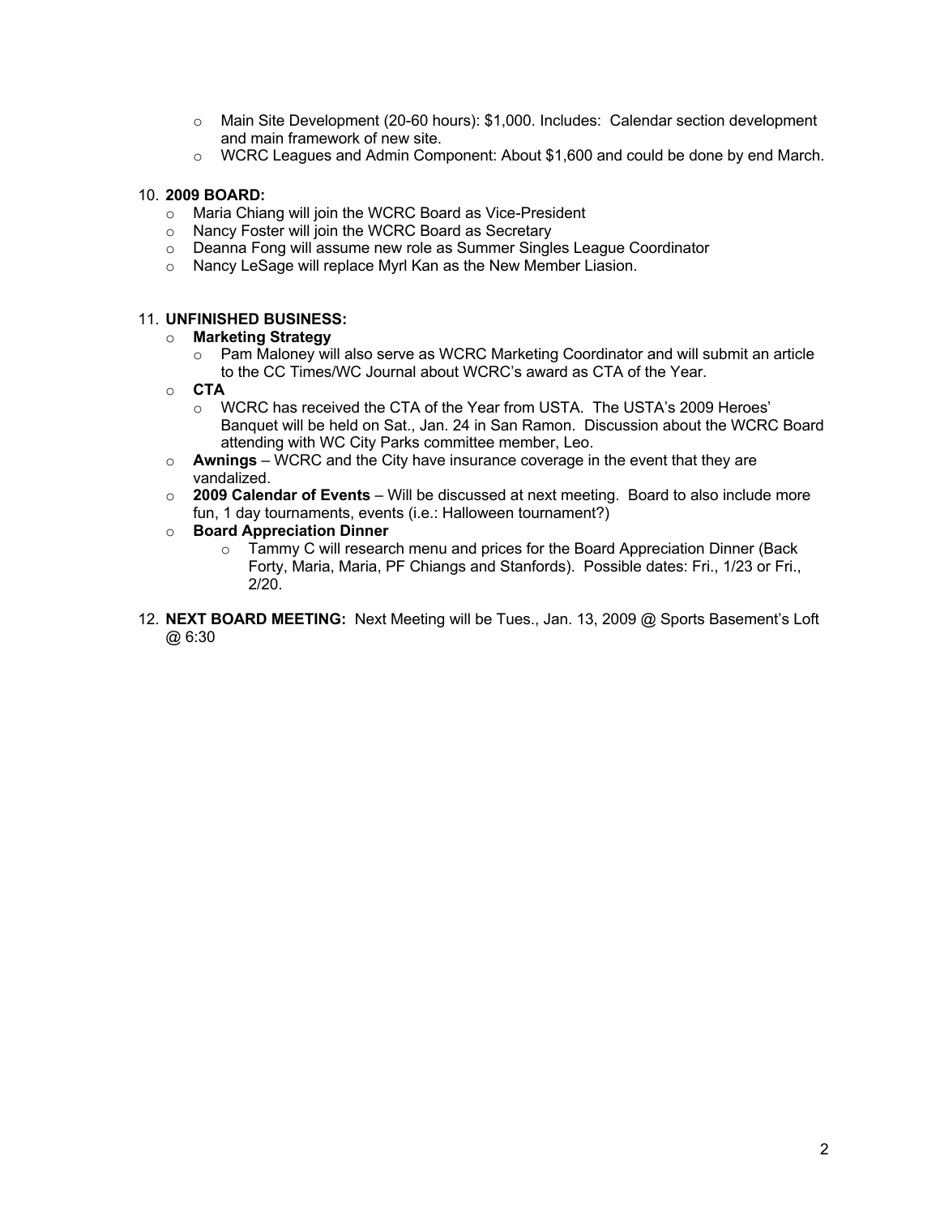- Main Site Development (20-60 hours): $1,000. Includes: Calendar section development and main framework of new site.
  - WCRC Leagues and Admin Component: About $1,600 and could be done by end March.

10. **2009 BOARD:**
    - Maria Chiang will join the WCRC Board as Vice-President
    - Nancy Foster will join the WCRC Board as Secretary
    - Deanna Fong will assume new role as Summer Singles League Coordinator
    - Nancy LeSage will replace Myrl Kan as the New Member Liasion.

11. **UNFINISHED BUSINESS:**
    - **Marketing Strategy**
      - Pam Maloney will also serve as WCRC Marketing Coordinator and will submit an article to the CC Times/WC Journal about WCRC's award as CTA of the Year.
    - **CTA**
      - WCRC has received the CTA of the Year from USTA. The USTA's 2009 Heroes' Banquet will be held on Sat., Jan. 24 in San Ramon. Discussion about the WCRC Board attending with WC City Parks committee member, Leo.
    - **Awnings** – WCRC and the City have insurance coverage in the event that they are vandalized.
    - **2009 Calendar of Events** – Will be discussed at next meeting. Board to also include more fun, 1 day tournaments, events (i.e.: Halloween tournament?)
    - **Board Appreciation Dinner**
      - Tammy C will research menu and prices for the Board Appreciation Dinner (Back Forty, Maria, Maria, PF Chiangs and Stanfords). Possible dates: Fri., 1/23 or Fri., 2/20.

12. **NEXT BOARD MEETING:** Next Meeting will be Tues., Jan. 13, 2009 @ Sports Basement's Loft @ 6:30